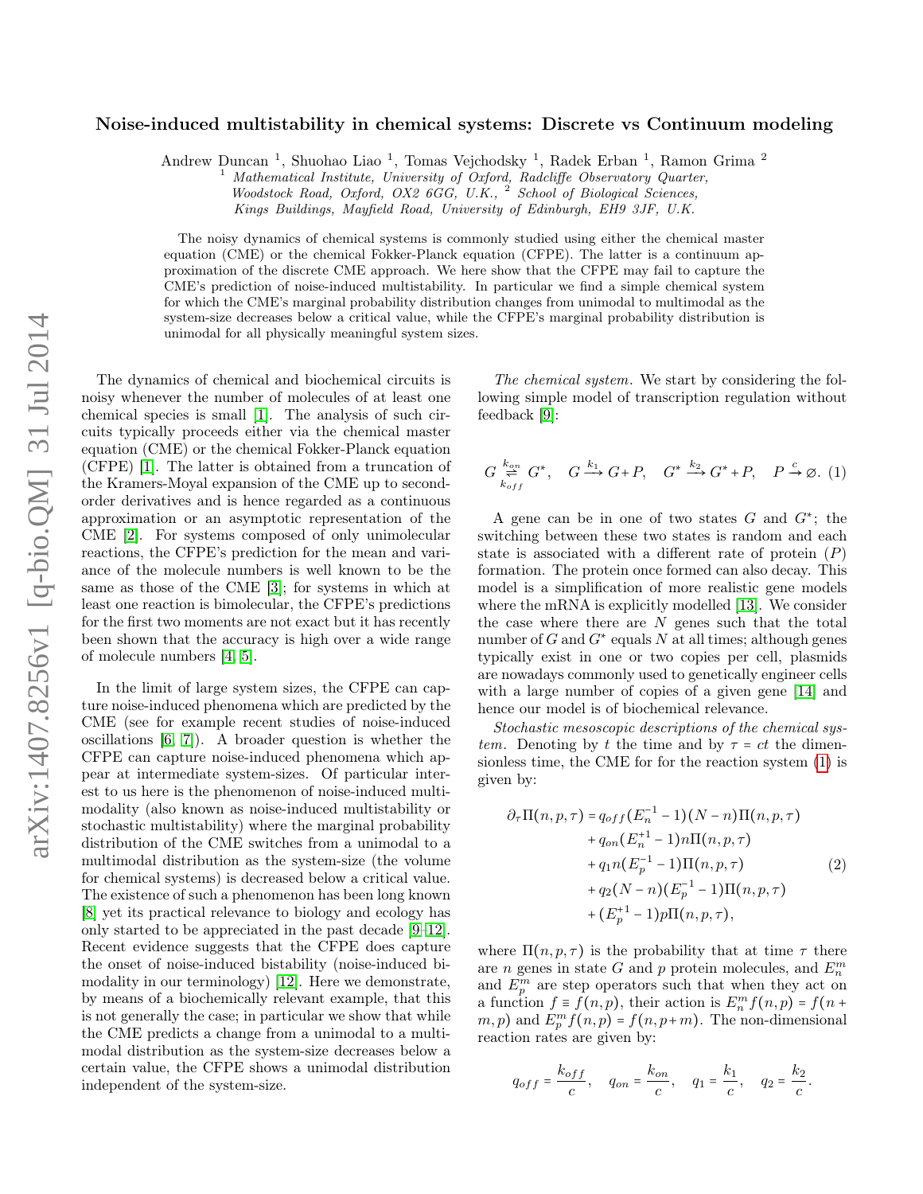# Noise-induced multistability in chemical systems: Discrete vs Continuum modeling

Andrew Duncan [1], Shuohao Liao [1], Tomas Vejchodsky [1], Radek Erban [1], Ramon Grima [2]

[1] *Mathematical Institute, University of Oxford, Radcliffe Observatory Quarter, Woodstock Road, Oxford, OX2 6GG, U.K.*, [2] *School of Biological Sciences, Kings Buildings, Mayfield Road, University of Edinburgh, EH9 3JF, U.K.*

The noisy dynamics of chemical systems is commonly studied using either the chemical master equation (CME) or the chemical Fokker-Planck equation (CFPE). The latter is a continuum approximation of the discrete CME approach. We here show that the CFPE may fail to capture the CME's prediction of noise-induced multistability. In particular we find a simple chemical system for which the CME's marginal probability distribution changes from unimodal to multimodal as the system-size decreases below a critical value, while the CFPE's marginal probability distribution is unimodal for all physically meaningful system sizes.

The dynamics of chemical and biochemical circuits is noisy whenever the number of molecules of at least one chemical species is small [1]. The analysis of such circuits typically proceeds either via the chemical master equation (CME) or the chemical Fokker-Planck equation (CFPE) [1]. The latter is obtained from a truncation of the Kramers-Moyal expansion of the CME up to second-order derivatives and is hence regarded as a continuous approximation or an asymptotic representation of the CME [2]. For systems composed of only unimolecular reactions, the CFPE's prediction for the mean and variance of the molecule numbers is well known to be the same as those of the CME [3]; for systems in which at least one reaction is bimolecular, the CFPE's predictions for the first two moments are not exact but it has recently been shown that the accuracy is high over a wide range of molecule numbers [4, 5].

In the limit of large system sizes, the CFPE can capture noise-induced phenomena which are predicted by the CME (see for example recent studies of noise-induced oscillations [6, 7]). A broader question is whether the CFPE can capture noise-induced phenomena which appear at intermediate system-sizes. Of particular interest to us here is the phenomenon of noise-induced multimodality (also known as noise-induced multistability or stochastic multistability) where the marginal probability distribution of the CME switches from a unimodal to a multimodal distribution as the system-size (the volume for chemical systems) is decreased below a critical value. The existence of such a phenomenon has been long known [8] yet its practical relevance to biology and ecology has only started to be appreciated in the past decade [9–12]. Recent evidence suggests that the CFPE does capture the onset of noise-induced bistability (noise-induced bimodality in our terminology) [12]. Here we demonstrate, by means of a biochemically relevant example, that this is not generally the case; in particular we show that while the CME predicts a change from a unimodal to a multimodal distribution as the system-size decreases below a certain value, the CFPE shows a unimodal distribution independent of the system-size.

*The chemical system.* We start by considering the following simple model of transcription regulation without feedback [9]:

$$G \underset{k_{off}}{\overset{k_{on}}{\rightleftharpoons}} G^*, \quad G \xrightarrow{k_1} G + P, \quad G^* \xrightarrow{k_2} G^* + P, \quad P \xrightarrow{c} \varnothing. \tag{1}$$

A gene can be in one of two states $G$ and $G^*$; the switching between these two states is random and each state is associated with a different rate of protein ($P$) formation. The protein once formed can also decay. This model is a simplification of more realistic gene models where the mRNA is explicitly modelled [13]. We consider the case where there are $N$ genes such that the total number of $G$ and $G^*$ equals $N$ at all times; although genes typically exist in one or two copies per cell, plasmids are nowadays commonly used to genetically engineer cells with a large number of copies of a given gene [14] and hence our model is of biochemical relevance.

*Stochastic mesoscopic descriptions of the chemical system.* Denoting by $t$ the time and by $\tau = ct$ the dimensionless time, the CME for for the reaction system (1) is given by:

$$\begin{aligned}
\partial_\tau \Pi(n,p,\tau) &= q_{off}(E_n^{-1} - 1)(N-n)\Pi(n,p,\tau) \\
&+ q_{on}(E_n^{+1} - 1)n\Pi(n,p,\tau) \\
&+ q_1 n(E_p^{-1} - 1)\Pi(n,p,\tau) \\
&+ q_2(N-n)(E_p^{-1} - 1)\Pi(n,p,\tau) \\
&+ (E_p^{+1} - 1)p\Pi(n,p,\tau),
\end{aligned} \tag{2}$$

where $\Pi(n,p,\tau)$ is the probability that at time $\tau$ there are $n$ genes in state $G$ and $p$ protein molecules, and $E_n^m$ and $E_p^m$ are step operators such that when they act on a function $f \equiv f(n,p)$, their action is $E_n^m f(n,p) = f(n+m, p)$ and $E_p^m f(n,p) = f(n, p+m)$. The non-dimensional reaction rates are given by:

$$q_{off} = \frac{k_{off}}{c}, \quad q_{on} = \frac{k_{on}}{c}, \quad q_1 = \frac{k_1}{c}, \quad q_2 = \frac{k_2}{c}.$$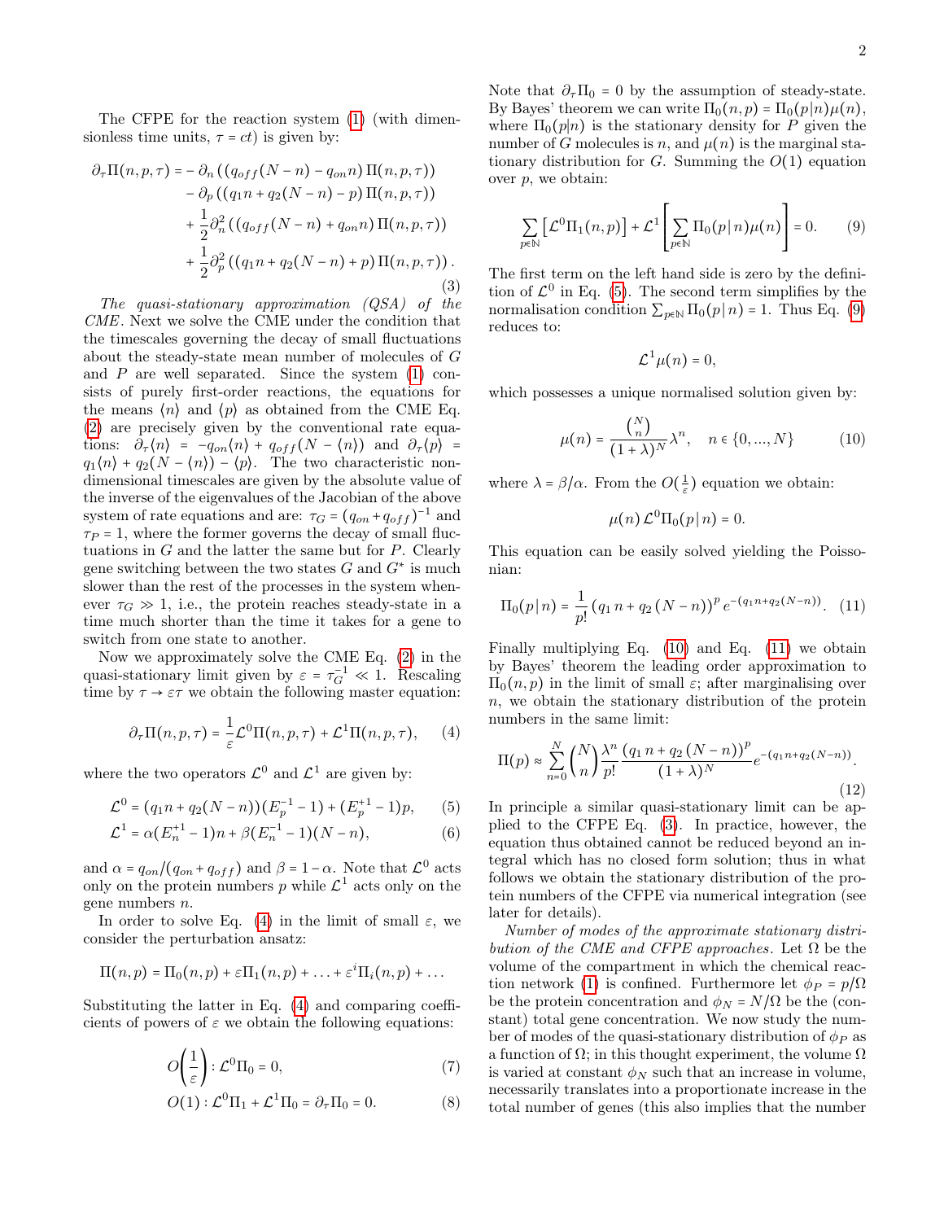The CFPE for the reaction system (1) (with dimensionless time units, $\tau = ct$) is given by:

$$
\begin{aligned}
\partial_\tau \Pi(n,p,\tau) = &- \partial_n \left( \left( q_{off}(N-n) - q_{on} n \right) \Pi(n,p,\tau) \right) \\
&- \partial_p \left( \left( q_1 n + q_2 (N-n) - p \right) \Pi(n,p,\tau) \right) \\
&+ \frac{1}{2} \partial_n^2 \left( \left( q_{off}(N-n) + q_{on} n \right) \Pi(n,p,\tau) \right) \\
&+ \frac{1}{2} \partial_p^2 \left( \left( q_1 n + q_2 (N-n) + p \right) \Pi(n,p,\tau) \right).
\end{aligned} \tag{3}
$$

*The quasi-stationary approximation (QSA) of the CME.* Next we solve the CME under the condition that the timescales governing the decay of small fluctuations about the steady-state mean number of molecules of $G$ and $P$ are well separated. Since the system (1) consists of purely first-order reactions, the equations for the means $\langle n \rangle$ and $\langle p \rangle$ as obtained from the CME Eq. (2) are precisely given by the conventional rate equations: $\partial_\tau \langle n \rangle = -q_{on} \langle n \rangle + q_{off}(N - \langle n \rangle)$ and $\partial_\tau \langle p \rangle = q_1 \langle n \rangle + q_2 (N - \langle n \rangle) - \langle p \rangle$. The two characteristic non-dimensional timescales are given by the absolute value of the inverse of the eigenvalues of the Jacobian of the above system of rate equations and are: $\tau_G = (q_{on} + q_{off})^{-1}$ and $\tau_P = 1$, where the former governs the decay of small fluctuations in $G$ and the latter the same but for $P$. Clearly gene switching between the two states $G$ and $G^*$ is much slower than the rest of the processes in the system whenever $\tau_G \gg 1$, i.e., the protein reaches steady-state in a time much shorter than the time it takes for a gene to switch from one state to another.

Now we approximately solve the CME Eq. (2) in the quasi-stationary limit given by $\varepsilon = \tau_G^{-1} \ll 1$. Rescaling time by $\tau \to \varepsilon \tau$ we obtain the following master equation:

$$
\partial_\tau \Pi(n,p,\tau) = \frac{1}{\varepsilon} \mathcal{L}^0 \Pi(n,p,\tau) + \mathcal{L}^1 \Pi(n,p,\tau), \tag{4}
$$

where the two operators $\mathcal{L}^0$ and $\mathcal{L}^1$ are given by:

$$
\mathcal{L}^0 = (q_1 n + q_2 (N-n))(E_p^{-1} - 1) + (E_p^{+1} - 1)p, \tag{5}
$$

$$
\mathcal{L}^1 = \alpha (E_n^{+1} - 1) n + \beta (E_n^{-1} - 1)(N-n), \tag{6}
$$

and $\alpha = q_{on}/(q_{on} + q_{off})$ and $\beta = 1 - \alpha$. Note that $\mathcal{L}^0$ acts only on the protein numbers $p$ while $\mathcal{L}^1$ acts only on the gene numbers $n$.

In order to solve Eq. (4) in the limit of small $\varepsilon$, we consider the perturbation ansatz:

$$
\Pi(n,p) = \Pi_0(n,p) + \varepsilon \Pi_1(n,p) + \ldots + \varepsilon^i \Pi_i(n,p) + \ldots
$$

Substituting the latter in Eq. (4) and comparing coefficients of powers of $\varepsilon$ we obtain the following equations:

$$
O\left(\frac{1}{\varepsilon}\right) : \mathcal{L}^0 \Pi_0 = 0, \tag{7}
$$

$$
O(1) : \mathcal{L}^0 \Pi_1 + \mathcal{L}^1 \Pi_0 = \partial_\tau \Pi_0 = 0. \tag{8}
$$

Note that $\partial_\tau \Pi_0 = 0$ by the assumption of steady-state. By Bayes' theorem we can write $\Pi_0(n,p) = \Pi_0(p|n)\mu(n)$, where $\Pi_0(p|n)$ is the stationary density for $P$ given the number of $G$ molecules is $n$, and $\mu(n)$ is the marginal stationary distribution for $G$. Summing the $O(1)$ equation over $p$, we obtain:

$$
\sum_{p \in \mathbb{N}} \left[ \mathcal{L}^0 \Pi_1(n,p) \right] + \mathcal{L}^1 \left[ \sum_{p \in \mathbb{N}} \Pi_0(p\,|\,n) \mu(n) \right] = 0. \tag{9}
$$

The first term on the left hand side is zero by the definition of $\mathcal{L}^0$ in Eq. (5). The second term simplifies by the normalisation condition $\sum_{p \in \mathbb{N}} \Pi_0(p\,|\,n) = 1$. Thus Eq. (9) reduces to:

$$
\mathcal{L}^1 \mu(n) = 0,
$$

which possesses a unique normalised solution given by:

$$
\mu(n) = \frac{\binom{N}{n}}{(1+\lambda)^N} \lambda^n, \quad n \in \{0, \ldots, N\} \tag{10}
$$

where $\lambda = \beta/\alpha$. From the $O(\frac{1}{\varepsilon})$ equation we obtain:

$$
\mu(n)\, \mathcal{L}^0 \Pi_0(p\,|\,n) = 0.
$$

This equation can be easily solved yielding the Poissonian:

$$
\Pi_0(p\,|\,n) = \frac{1}{p!} \left( q_1 n + q_2 (N-n) \right)^p e^{-(q_1 n + q_2 (N-n))}. \tag{11}
$$

Finally multiplying Eq. (10) and Eq. (11) we obtain by Bayes' theorem the leading order approximation to $\Pi_0(n,p)$ in the limit of small $\varepsilon$; after marginalising over $n$, we obtain the stationary distribution of the protein numbers in the same limit:

$$
\Pi(p) \approx \sum_{n=0}^{N} \binom{N}{n} \frac{\lambda^n}{p!} \frac{\left( q_1 n + q_2 (N-n) \right)^p}{(1+\lambda)^N} e^{-(q_1 n + q_2 (N-n))}. \tag{12}
$$

In principle a similar quasi-stationary limit can be applied to the CFPE Eq. (3). In practice, however, the equation thus obtained cannot be reduced beyond an integral which has no closed form solution; thus in what follows we obtain the stationary distribution of the protein numbers of the CFPE via numerical integration (see later for details).

*Number of modes of the approximate stationary distribution of the CME and CFPE approaches.* Let $\Omega$ be the volume of the compartment in which the chemical reaction network (1) is confined. Furthermore let $\phi_P = p/\Omega$ be the protein concentration and $\phi_N = N/\Omega$ be the (constant) total gene concentration. We now study the number of modes of the quasi-stationary distribution of $\phi_P$ as a function of $\Omega$; in this thought experiment, the volume $\Omega$ is varied at constant $\phi_N$ such that an increase in volume, necessarily translates into a proportionate increase in the total number of genes (this also implies that the number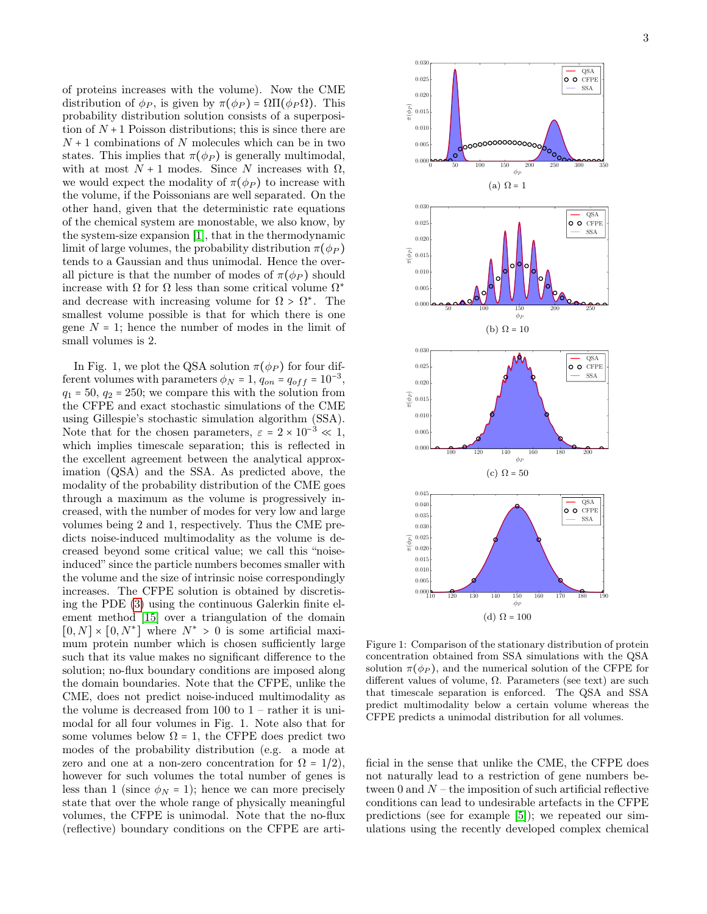of proteins increases with the volume). Now the CME distribution of $\phi_P$, is given by $\pi(\phi_P) = \Omega\Pi(\phi_P\Omega)$. This probability distribution solution consists of a superposition of $N+1$ Poisson distributions; this is since there are $N+1$ combinations of $N$ molecules which can be in two states. This implies that $\pi(\phi_P)$ is generally multimodal, with at most $N+1$ modes. Since $N$ increases with $\Omega$, we would expect the modality of $\pi(\phi_P)$ to increase with the volume, if the Poissonians are well separated. On the other hand, given that the deterministic rate equations of the chemical system are monostable, we also know, by the system-size expansion [1], that in the thermodynamic limit of large volumes, the probability distribution $\pi(\phi_P)$ tends to a Gaussian and thus unimodal. Hence the overall picture is that the number of modes of $\pi(\phi_P)$ should increase with $\Omega$ for $\Omega$ less than some critical volume $\Omega^*$ and decrease with increasing volume for $\Omega > \Omega^*$. The smallest volume possible is that for which there is one gene $N = 1$; hence the number of modes in the limit of small volumes is 2.

In Fig. 1, we plot the QSA solution $\pi(\phi_P)$ for four different volumes with parameters $\phi_N = 1$, $q_{on} = q_{off} = 10^{-3}$, $q_1 = 50$, $q_2 = 250$; we compare this with the solution from the CFPE and exact stochastic simulations of the CME using Gillespie's stochastic simulation algorithm (SSA). Note that for the chosen parameters, $\varepsilon = 2 \times 10^{-3} \ll 1$, which implies timescale separation; this is reflected in the excellent agreement between the analytical approximation (QSA) and the SSA. As predicted above, the modality of the probability distribution of the CME goes through a maximum as the volume is progressively increased, with the number of modes for very low and large volumes being 2 and 1, respectively. Thus the CME predicts noise-induced multimodality as the volume is decreased beyond some critical value; we call this "noise-induced" since the particle numbers becomes smaller with the volume and the size of intrinsic noise correspondingly increases. The CFPE solution is obtained by discretising the PDE (3) using the continuous Galerkin finite element method [15] over a triangulation of the domain $[0, N] \times [0, N^*]$ where $N^* > 0$ is some artificial maximum protein number which is chosen sufficiently large such that its value makes no significant difference to the solution; no-flux boundary conditions are imposed along the domain boundaries. Note that the CFPE, unlike the CME, does not predict noise-induced multimodality as the volume is decreased from 100 to 1 – rather it is unimodal for all four volumes in Fig. 1. Note also that for some volumes below $\Omega = 1$, the CFPE does predict two modes of the probability distribution (e.g. a mode at zero and one at a non-zero concentration for $\Omega = 1/2$), however for such volumes the total number of genes is less than 1 (since $\phi_N = 1$); hence we can more precisely state that over the whole range of physically meaningful volumes, the CFPE is unimodal. Note that the no-flux (reflective) boundary conditions on the CFPE are artificial in the sense that unlike the CME, the CFPE does not naturally lead to a restriction of gene numbers between 0 and $N$ – the imposition of such artificial reflective conditions can lead to undesirable artefacts in the CFPE predictions (see for example [5]); we repeated our simulations using the recently developed complex chemical

(a) $\Omega = 1$

(b) $\Omega = 10$

(c) $\Omega = 50$

(d) $\Omega = 100$

Figure 1: Comparison of the stationary distribution of protein concentration obtained from SSA simulations with the QSA solution $\pi(\phi_P)$, and the numerical solution of the CFPE for different values of volume, $\Omega$. Parameters (see text) are such that timescale separation is enforced. The QSA and SSA predict multimodality below a certain volume whereas the CFPE predicts a unimodal distribution for all volumes.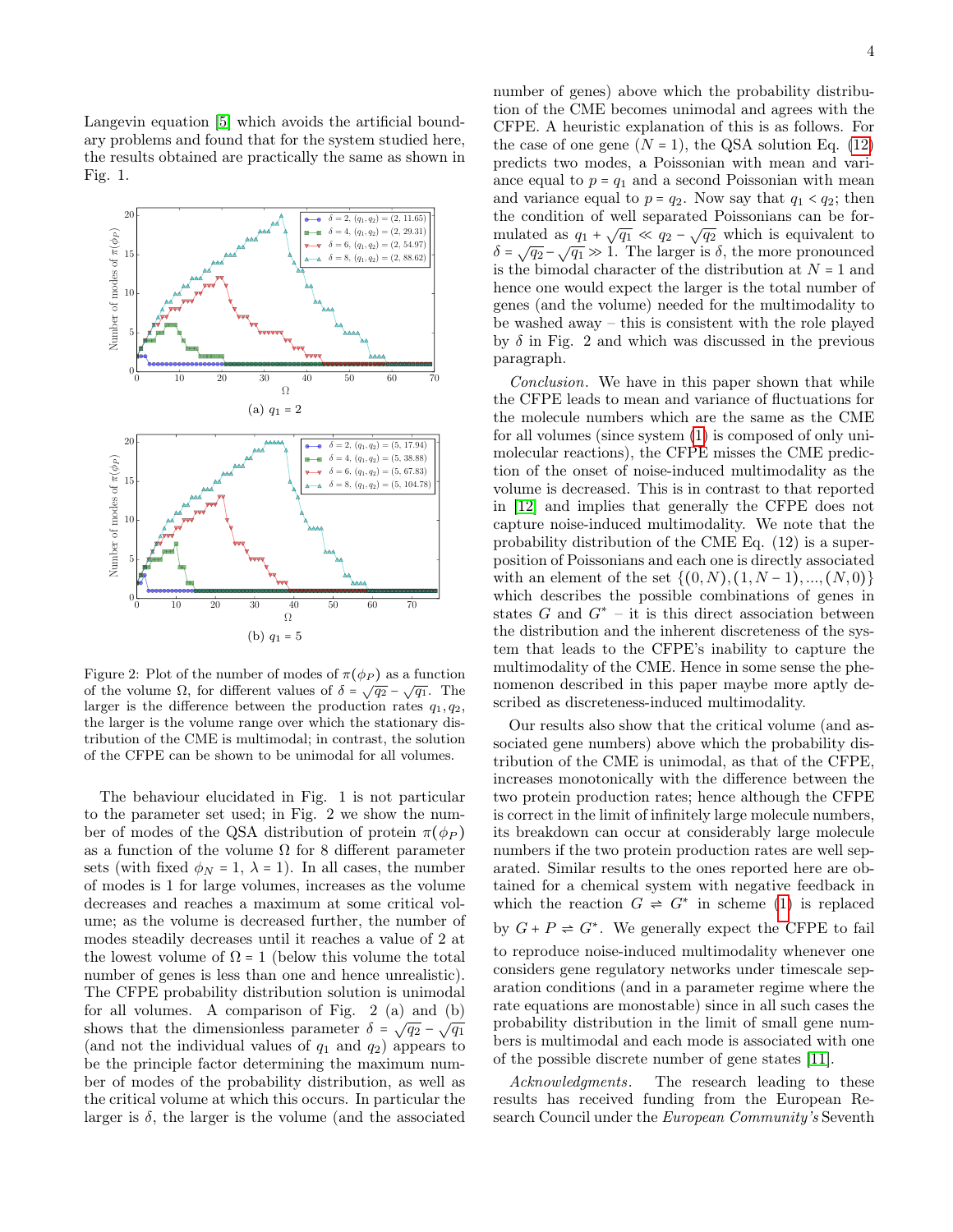Langevin equation [5] which avoids the artificial boundary problems and found that for the system studied here, the results obtained are practically the same as shown in Fig. 1.

(a) $q_1 = 2$

(b) $q_1 = 5$

Figure 2: Plot of the number of modes of $\pi(\phi_P)$ as a function of the volume $\Omega$, for different values of $\delta = \sqrt{q_2} - \sqrt{q_1}$. The larger is the difference between the production rates $q_1, q_2$, the larger is the volume range over which the stationary distribution of the CME is multimodal; in contrast, the solution of the CFPE can be shown to be unimodal for all volumes.

The behaviour elucidated in Fig. 1 is not particular to the parameter set used; in Fig. 2 we show the number of modes of the QSA distribution of protein $\pi(\phi_P)$ as a function of the volume $\Omega$ for 8 different parameter sets (with fixed $\phi_N = 1$, $\lambda = 1$). In all cases, the number of modes is 1 for large volumes, increases as the volume decreases and reaches a maximum at some critical volume; as the volume is decreased further, the number of modes steadily decreases until it reaches a value of 2 at the lowest volume of $\Omega = 1$ (below this volume the total number of genes is less than one and hence unrealistic). The CFPE probability distribution solution is unimodal for all volumes. A comparison of Fig. 2 (a) and (b) shows that the dimensionless parameter $\delta = \sqrt{q_2} - \sqrt{q_1}$ (and not the individual values of $q_1$ and $q_2$) appears to be the principle factor determining the maximum number of modes of the probability distribution, as well as the critical volume at which this occurs. In particular the larger is $\delta$, the larger is the volume (and the associated number of genes) above which the probability distribution of the CME becomes unimodal and agrees with the CFPE. A heuristic explanation of this is as follows. For the case of one gene ($N = 1$), the QSA solution Eq. (12) predicts two modes, a Poissonian with mean and variance equal to $p = q_1$ and a second Poissonian with mean and variance equal to $p = q_2$. Now say that $q_1 < q_2$; then the condition of well separated Poissonians can be formulated as $q_1 + \sqrt{q_1} \ll q_2 - \sqrt{q_2}$ which is equivalent to $\delta = \sqrt{q_2} - \sqrt{q_1} \gg 1$. The larger is $\delta$, the more pronounced is the bimodal character of the distribution at $N = 1$ and hence one would expect the larger is the total number of genes (and the volume) needed for the multimodality to be washed away – this is consistent with the role played by $\delta$ in Fig. 2 and which was discussed in the previous paragraph.

*Conclusion*. We have in this paper shown that while the CFPE leads to mean and variance of fluctuations for the molecule numbers which are the same as the CME for all volumes (since system (1) is composed of only unimolecular reactions), the CFPE misses the CME prediction of the onset of noise-induced multimodality as the volume is decreased. This is in contrast to that reported in [12] and implies that generally the CFPE does not capture noise-induced multimodality. We note that the probability distribution of the CME Eq. (12) is a superposition of Poissonians and each one is directly associated with an element of the set $\{(0, N), (1, N - 1), ..., (N, 0)\}$ which describes the possible combinations of genes in states $G$ and $G^*$ – it is this direct association between the distribution and the inherent discreteness of the system that leads to the CFPE's inability to capture the multimodality of the CME. Hence in some sense the phenomenon described in this paper maybe more aptly described as discreteness-induced multimodality.

Our results also show that the critical volume (and associated gene numbers) above which the probability distribution of the CME is unimodal, as that of the CFPE, increases monotonically with the difference between the two protein production rates; hence although the CFPE is correct in the limit of infinitely large molecule numbers, its breakdown can occur at considerably large molecule numbers if the two protein production rates are well separated. Similar results to the ones reported here are obtained for a chemical system with negative feedback in which the reaction $G \rightleftharpoons G^*$ in scheme (1) is replaced by $G + P \rightleftharpoons G^*$. We generally expect the CFPE to fail to reproduce noise-induced multimodality whenever one considers gene regulatory networks under timescale separation conditions (and in a parameter regime where the rate equations are monostable) since in all such cases the probability distribution in the limit of small gene numbers is multimodal and each mode is associated with one of the possible discrete number of gene states [11].

*Acknowledgments*. The research leading to these results has received funding from the European Research Council under the *European Community's* Seventh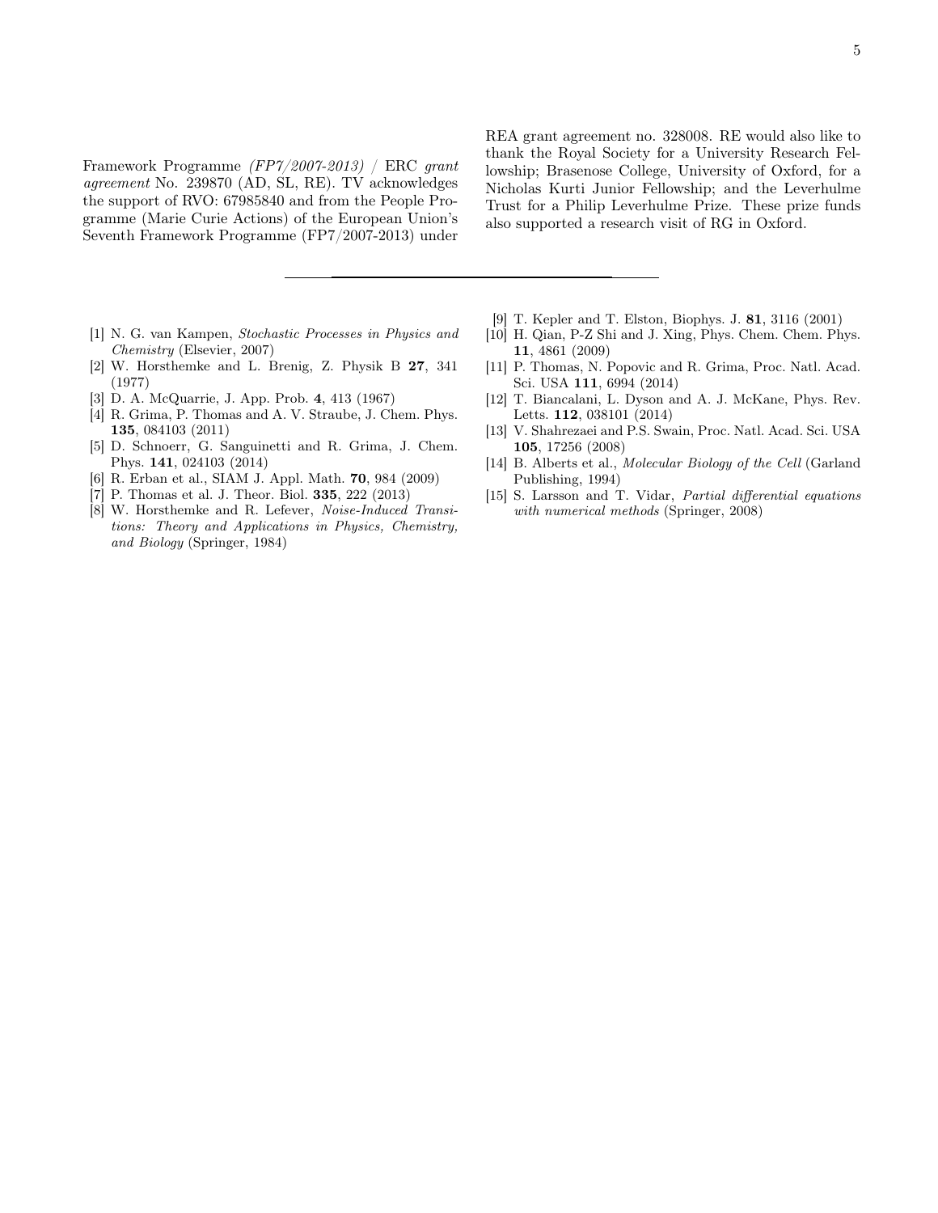Framework Programme *(FP7/2007-2013)* / ERC *grant agreement* No. 239870 (AD, SL, RE). TV acknowledges the support of RVO: 67985840 and from the People Programme (Marie Curie Actions) of the European Union's Seventh Framework Programme (FP7/2007-2013) under REA grant agreement no. 328008. RE would also like to thank the Royal Society for a University Research Fellowship; Brasenose College, University of Oxford, for a Nicholas Kurti Junior Fellowship; and the Leverhulme Trust for a Philip Leverhulme Prize. These prize funds also supported a research visit of RG in Oxford.

---

[1] N. G. van Kampen, *Stochastic Processes in Physics and Chemistry* (Elsevier, 2007)

[2] W. Horsthemke and L. Brenig, Z. Physik B **27**, 341 (1977)

[3] D. A. McQuarrie, J. App. Prob. **4**, 413 (1967)

[4] R. Grima, P. Thomas and A. V. Straube, J. Chem. Phys. **135**, 084103 (2011)

[5] D. Schnoerr, G. Sanguinetti and R. Grima, J. Chem. Phys. **141**, 024103 (2014)

[6] R. Erban et al., SIAM J. Appl. Math. **70**, 984 (2009)

[7] P. Thomas et al. J. Theor. Biol. **335**, 222 (2013)

[8] W. Horsthemke and R. Lefever, *Noise-Induced Transitions: Theory and Applications in Physics, Chemistry, and Biology* (Springer, 1984)

[9] T. Kepler and T. Elston, Biophys. J. **81**, 3116 (2001)

[10] H. Qian, P-Z Shi and J. Xing, Phys. Chem. Chem. Phys. **11**, 4861 (2009)

[11] P. Thomas, N. Popovic and R. Grima, Proc. Natl. Acad. Sci. USA **111**, 6994 (2014)

[12] T. Biancalani, L. Dyson and A. J. McKane, Phys. Rev. Letts. **112**, 038101 (2014)

[13] V. Shahrezaei and P.S. Swain, Proc. Natl. Acad. Sci. USA **105**, 17256 (2008)

[14] B. Alberts et al., *Molecular Biology of the Cell* (Garland Publishing, 1994)

[15] S. Larsson and T. Vidar, *Partial differential equations with numerical methods* (Springer, 2008)